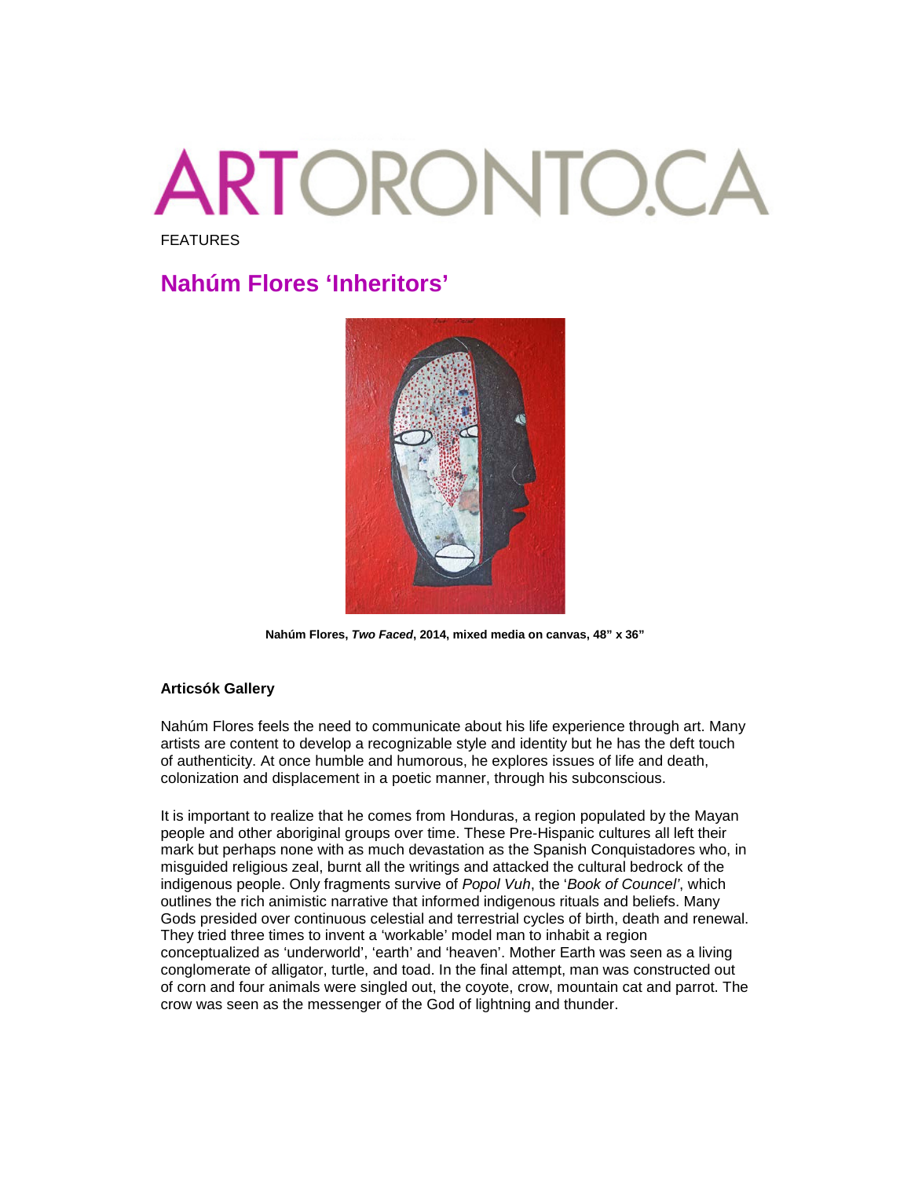ARTORONTO.CA

FEATURES

# Nahúm Flores 'Inheritors'

**Nahúm Flores, *Two Faced*, 2014, mixed media on canvas, 48" x 36"**

**Articsók Gallery**

Nahúm Flores feels the need to communicate about his life experience through art. Many artists are content to develop a recognizable style and identity but he has the deft touch of authenticity. At once humble and humorous, he explores issues of life and death, colonization and displacement in a poetic manner, through his subconscious.

It is important to realize that he comes from Honduras, a region populated by the Mayan people and other aboriginal groups over time. These Pre-Hispanic cultures all left their mark but perhaps none with as much devastation as the Spanish Conquistadores who, in misguided religious zeal, burnt all the writings and attacked the cultural bedrock of the indigenous people. Only fragments survive of *Popol Vuh*, the '*Book of Councel'*, which outlines the rich animistic narrative that informed indigenous rituals and beliefs. Many Gods presided over continuous celestial and terrestrial cycles of birth, death and renewal. They tried three times to invent a 'workable' model man to inhabit a region conceptualized as 'underworld', 'earth' and 'heaven'. Mother Earth was seen as a living conglomerate of alligator, turtle, and toad. In the final attempt, man was constructed out of corn and four animals were singled out, the coyote, crow, mountain cat and parrot. The crow was seen as the messenger of the God of lightning and thunder.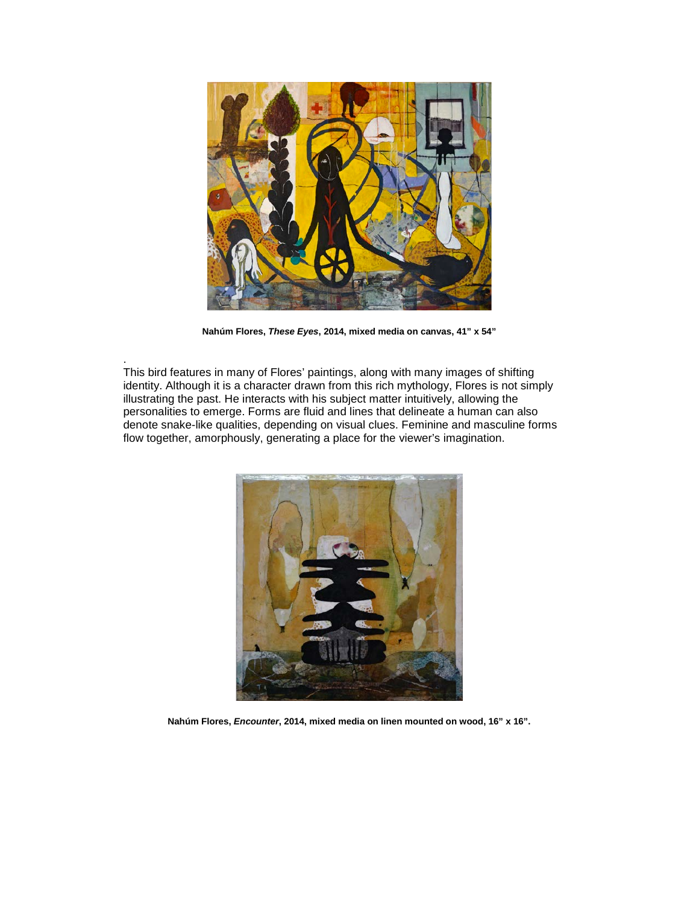**Nahúm Flores, *These Eyes*, 2014, mixed media on canvas, 41" x 54"**

.
This bird features in many of Flores' paintings, along with many images of shifting identity. Although it is a character drawn from this rich mythology, Flores is not simply illustrating the past. He interacts with his subject matter intuitively, allowing the personalities to emerge. Forms are fluid and lines that delineate a human can also denote snake-like qualities, depending on visual clues. Feminine and masculine forms flow together, amorphously, generating a place for the viewer's imagination.

**Nahúm Flores, *Encounter*, 2014, mixed media on linen mounted on wood, 16" x 16".**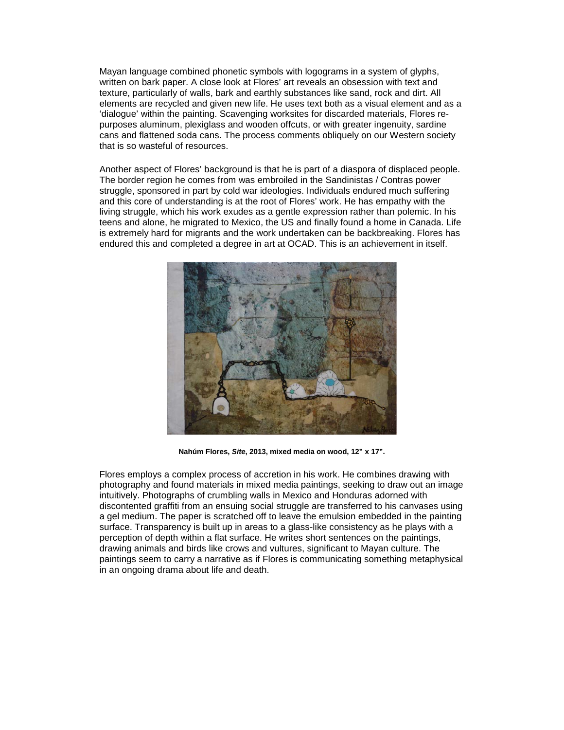Mayan language combined phonetic symbols with logograms in a system of glyphs, written on bark paper. A close look at Flores' art reveals an obsession with text and texture, particularly of walls, bark and earthly substances like sand, rock and dirt. All elements are recycled and given new life. He uses text both as a visual element and as a 'dialogue' within the painting. Scavenging worksites for discarded materials, Flores re-purposes aluminum, plexiglass and wooden offcuts, or with greater ingenuity, sardine cans and flattened soda cans. The process comments obliquely on our Western society that is so wasteful of resources.

Another aspect of Flores' background is that he is part of a diaspora of displaced people. The border region he comes from was embroiled in the Sandinistas / Contras power struggle, sponsored in part by cold war ideologies. Individuals endured much suffering and this core of understanding is at the root of Flores' work. He has empathy with the living struggle, which his work exudes as a gentle expression rather than polemic. In his teens and alone, he migrated to Mexico, the US and finally found a home in Canada. Life is extremely hard for migrants and the work undertaken can be backbreaking. Flores has endured this and completed a degree in art at OCAD. This is an achievement in itself.

**Nahúm Flores, *Site*, 2013, mixed media on wood, 12" x 17".**

Flores employs a complex process of accretion in his work. He combines drawing with photography and found materials in mixed media paintings, seeking to draw out an image intuitively. Photographs of crumbling walls in Mexico and Honduras adorned with discontented graffiti from an ensuing social struggle are transferred to his canvases using a gel medium. The paper is scratched off to leave the emulsion embedded in the painting surface. Transparency is built up in areas to a glass-like consistency as he plays with a perception of depth within a flat surface. He writes short sentences on the paintings, drawing animals and birds like crows and vultures, significant to Mayan culture. The paintings seem to carry a narrative as if Flores is communicating something metaphysical in an ongoing drama about life and death.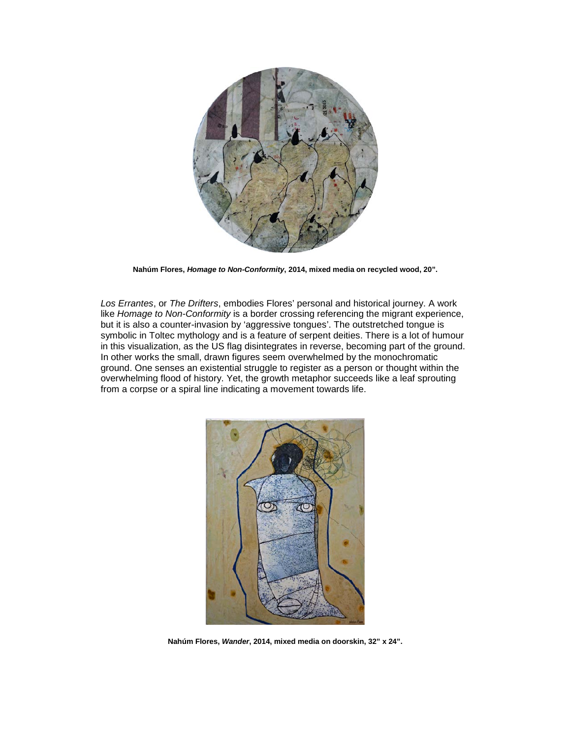**Nahúm Flores, *Homage to Non-Conformity*, 2014, mixed media on recycled wood, 20".**

*Los Errantes*, or *The Drifters*, embodies Flores' personal and historical journey. A work like *Homage to Non-Conformity* is a border crossing referencing the migrant experience, but it is also a counter-invasion by 'aggressive tongues'. The outstretched tongue is symbolic in Toltec mythology and is a feature of serpent deities. There is a lot of humour in this visualization, as the US flag disintegrates in reverse, becoming part of the ground. In other works the small, drawn figures seem overwhelmed by the monochromatic ground. One senses an existential struggle to register as a person or thought within the overwhelming flood of history. Yet, the growth metaphor succeeds like a leaf sprouting from a corpse or a spiral line indicating a movement towards life.

**Nahúm Flores, *Wander*, 2014, mixed media on doorskin, 32" x 24".**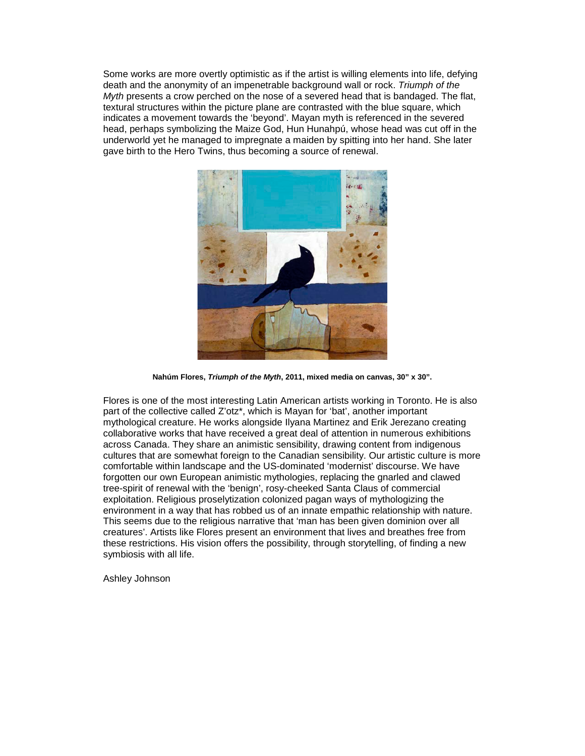Some works are more overtly optimistic as if the artist is willing elements into life, defying death and the anonymity of an impenetrable background wall or rock. *Triumph of the Myth* presents a crow perched on the nose of a severed head that is bandaged. The flat, textural structures within the picture plane are contrasted with the blue square, which indicates a movement towards the 'beyond'. Mayan myth is referenced in the severed head, perhaps symbolizing the Maize God, Hun Hunahpú, whose head was cut off in the underworld yet he managed to impregnate a maiden by spitting into her hand. She later gave birth to the Hero Twins, thus becoming a source of renewal.

**Nahúm Flores, *Triumph of the Myth*, 2011, mixed media on canvas, 30" x 30".**

Flores is one of the most interesting Latin American artists working in Toronto. He is also part of the collective called Z'otz*, which is Mayan for 'bat', another important mythological creature. He works alongside Ilyana Martinez and Erik Jerezano creating collaborative works that have received a great deal of attention in numerous exhibitions across Canada. They share an animistic sensibility, drawing content from indigenous cultures that are somewhat foreign to the Canadian sensibility. Our artistic culture is more comfortable within landscape and the US-dominated 'modernist' discourse. We have forgotten our own European animistic mythologies, replacing the gnarled and clawed tree-spirit of renewal with the 'benign', rosy-cheeked Santa Claus of commercial exploitation. Religious proselytization colonized pagan ways of mythologizing the environment in a way that has robbed us of an innate empathic relationship with nature. This seems due to the religious narrative that 'man has been given dominion over all creatures'. Artists like Flores present an environment that lives and breathes free from these restrictions. His vision offers the possibility, through storytelling, of finding a new symbiosis with all life.

Ashley Johnson